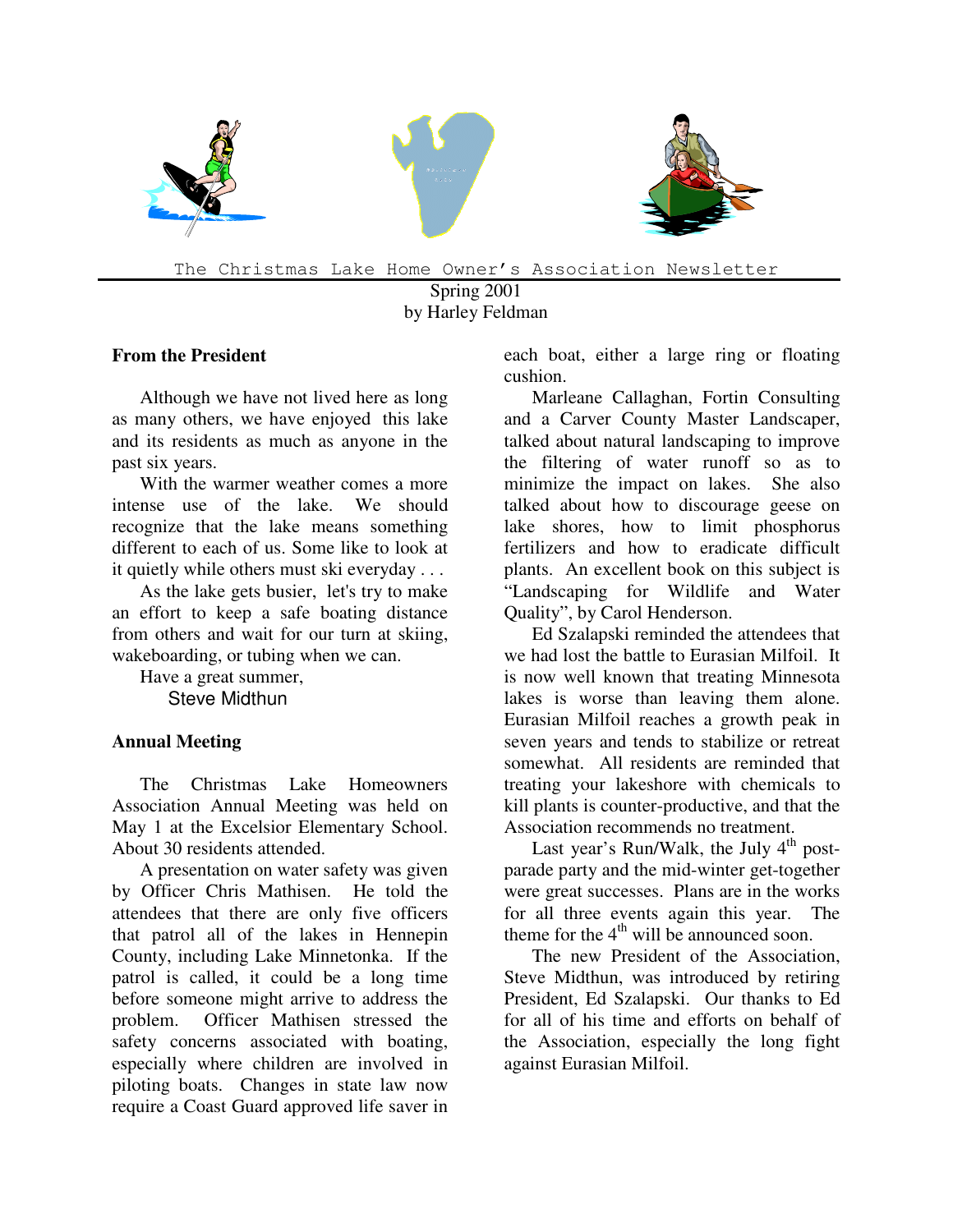# The Christmas Lake Home Owner's Association Newsletter

Spring 2001
by Harley Feldman

## From the President

Although we have not lived here as long as many others, we have enjoyed this lake and its residents as much as anyone in the past six years.

With the warmer weather comes a more intense use of the lake. We should recognize that the lake means something different to each of us. Some like to look at it quietly while others must ski everyday . . .

As the lake gets busier, let's try to make an effort to keep a safe boating distance from others and wait for our turn at skiing, wakeboarding, or tubing when we can.

Have a great summer,

Steve Midthun

## Annual Meeting

The Christmas Lake Homeowners Association Annual Meeting was held on May 1 at the Excelsior Elementary School. About 30 residents attended.

A presentation on water safety was given by Officer Chris Mathisen. He told the attendees that there are only five officers that patrol all of the lakes in Hennepin County, including Lake Minnetonka. If the patrol is called, it could be a long time before someone might arrive to address the problem. Officer Mathisen stressed the safety concerns associated with boating, especially where children are involved in piloting boats. Changes in state law now require a Coast Guard approved life saver in each boat, either a large ring or floating cushion.

Marleane Callaghan, Fortin Consulting and a Carver County Master Landscaper, talked about natural landscaping to improve the filtering of water runoff so as to minimize the impact on lakes. She also talked about how to discourage geese on lake shores, how to limit phosphorus fertilizers and how to eradicate difficult plants. An excellent book on this subject is "Landscaping for Wildlife and Water Quality", by Carol Henderson.

Ed Szalapski reminded the attendees that we had lost the battle to Eurasian Milfoil. It is now well known that treating Minnesota lakes is worse than leaving them alone. Eurasian Milfoil reaches a growth peak in seven years and tends to stabilize or retreat somewhat. All residents are reminded that treating your lakeshore with chemicals to kill plants is counter-productive, and that the Association recommends no treatment.

Last year's Run/Walk, the July 4th post-parade party and the mid-winter get-together were great successes. Plans are in the works for all three events again this year. The theme for the 4th will be announced soon.

The new President of the Association, Steve Midthun, was introduced by retiring President, Ed Szalapski. Our thanks to Ed for all of his time and efforts on behalf of the Association, especially the long fight against Eurasian Milfoil.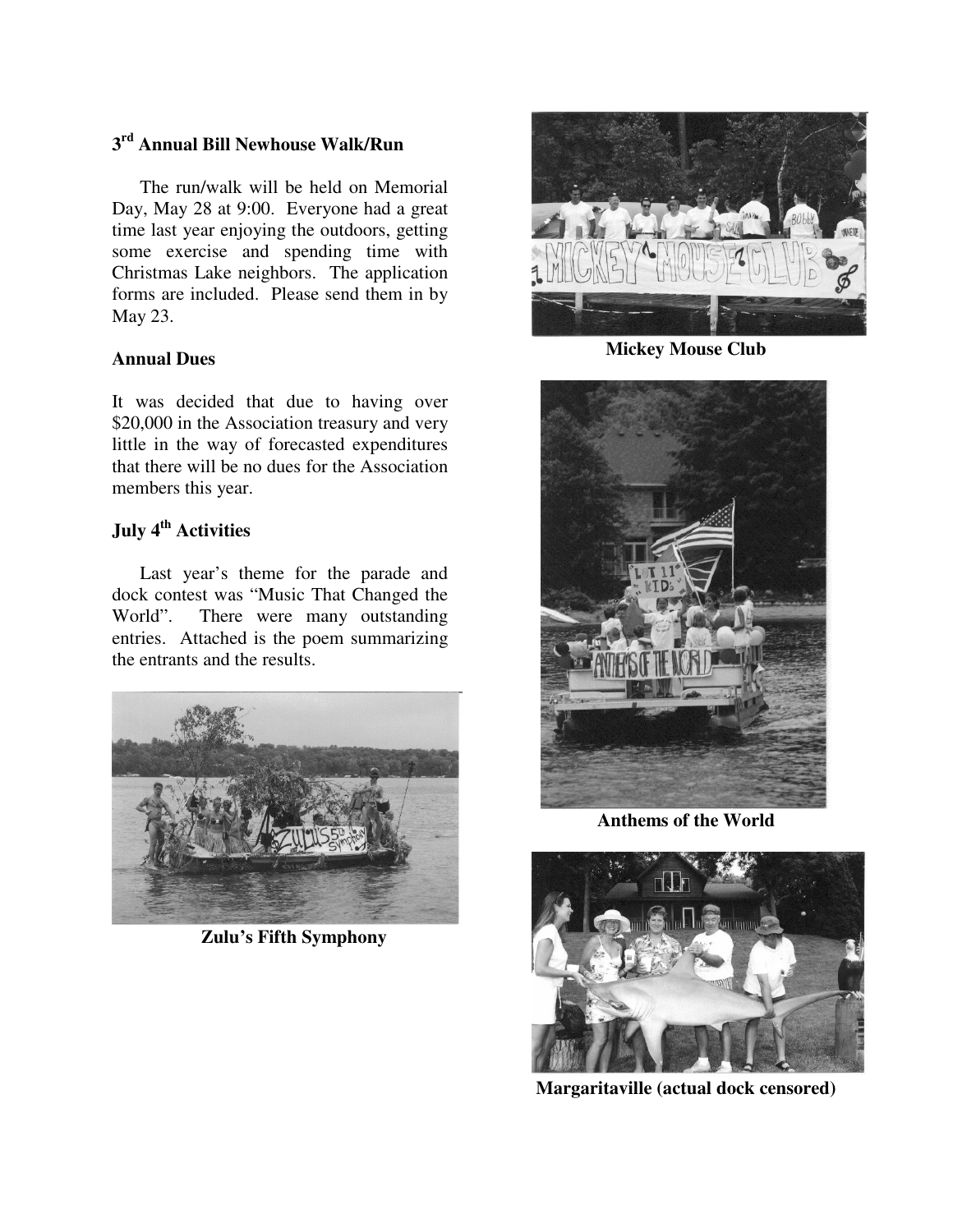### 3rd Annual Bill Newhouse Walk/Run

The run/walk will be held on Memorial Day, May 28 at 9:00. Everyone had a great time last year enjoying the outdoors, getting some exercise and spending time with Christmas Lake neighbors. The application forms are included. Please send them in by May 23.

### Annual Dues

It was decided that due to having over $20,000 in the Association treasury and very little in the way of forecasted expenditures that there will be no dues for the Association members this year.

### July 4th Activities

Last year's theme for the parade and dock contest was "Music That Changed the World". There were many outstanding entries. Attached is the poem summarizing the entrants and the results.

**Zulu's Fifth Symphony**

**Mickey Mouse Club**

**Anthems of the World**

**Margaritaville (actual dock censored)**